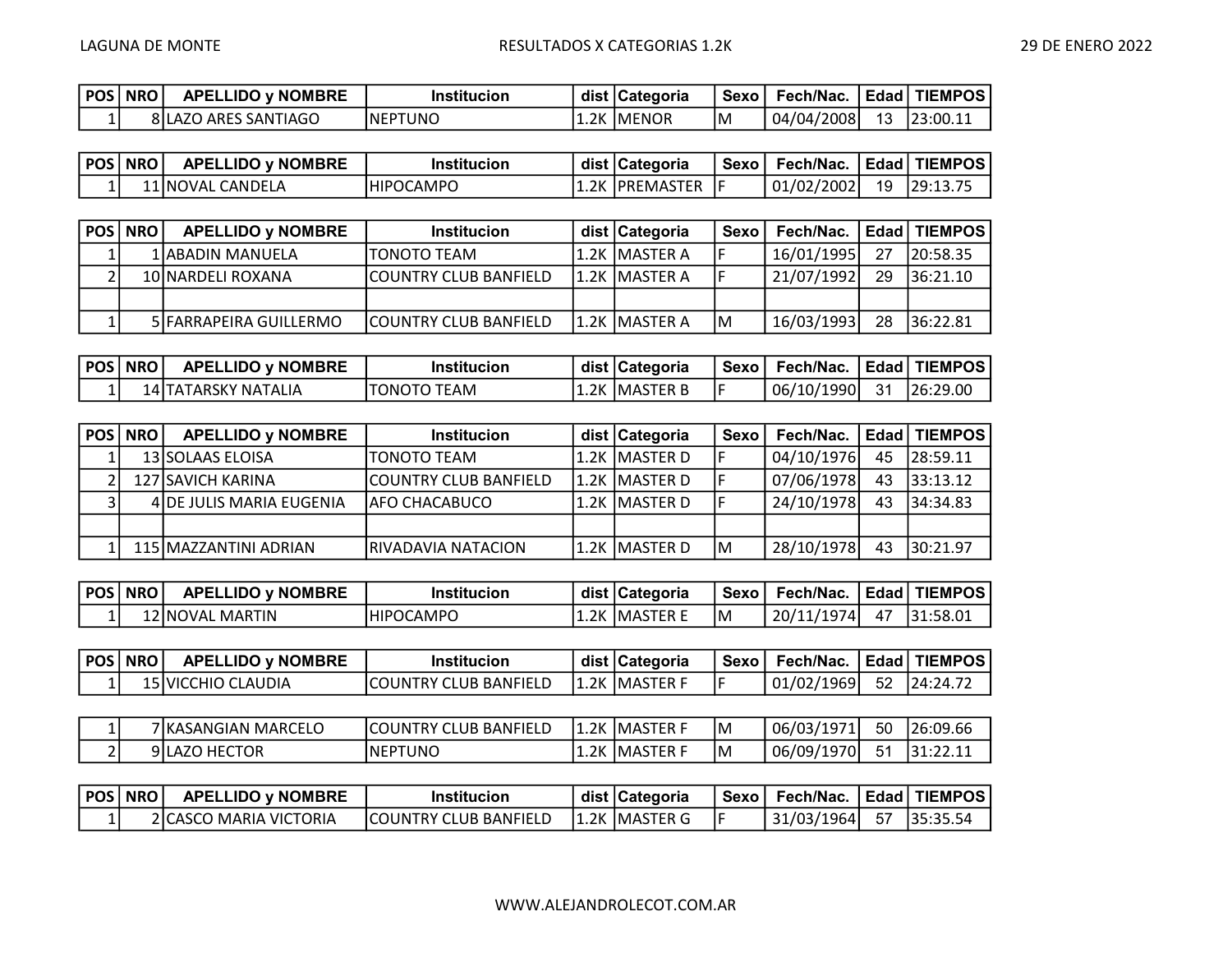LAGUNA DE MONTE — RESULTADOS X CATEGORIAS 1.2K — 29 DE ENERO 2022

| POS | NRO | APELLIDO y NOMBRE | Institucion | dist | Categoria | Sexo | Fech/Nac. | Edad | TIEMPOS |
|---|---|---|---|---|---|---|---|---|---|
| 1 | 8 | LAZO ARES SANTIAGO | NEPTUNO | 1.2K | MENOR | M | 04/04/2008 | 13 | 23:00.11 |

| POS | NRO | APELLIDO y NOMBRE | Institucion | dist | Categoria | Sexo | Fech/Nac. | Edad | TIEMPOS |
|---|---|---|---|---|---|---|---|---|---|
| 1 | 11 | NOVAL CANDELA | HIPOCAMPO | 1.2K | PREMASTER | F | 01/02/2002 | 19 | 29:13.75 |

| POS | NRO | APELLIDO y NOMBRE | Institucion | dist | Categoria | Sexo | Fech/Nac. | Edad | TIEMPOS |
|---|---|---|---|---|---|---|---|---|---|
| 1 | 1 | ABADIN MANUELA | TONOTO TEAM | 1.2K | MASTER A | F | 16/01/1995 | 27 | 20:58.35 |
| 2 | 10 | NARDELI ROXANA | COUNTRY CLUB BANFIELD | 1.2K | MASTER A | F | 21/07/1992 | 29 | 36:21.10 |
| | | | | | | | | | |
| 1 | 5 | FARRAPEIRA GUILLERMO | COUNTRY CLUB BANFIELD | 1.2K | MASTER A | M | 16/03/1993 | 28 | 36:22.81 |

| POS | NRO | APELLIDO y NOMBRE | Institucion | dist | Categoria | Sexo | Fech/Nac. | Edad | TIEMPOS |
|---|---|---|---|---|---|---|---|---|---|
| 1 | 14 | TATARSKY NATALIA | TONOTO TEAM | 1.2K | MASTER B | F | 06/10/1990 | 31 | 26:29.00 |

| POS | NRO | APELLIDO y NOMBRE | Institucion | dist | Categoria | Sexo | Fech/Nac. | Edad | TIEMPOS |
|---|---|---|---|---|---|---|---|---|---|
| 1 | 13 | SOLAAS ELOISA | TONOTO TEAM | 1.2K | MASTER D | F | 04/10/1976 | 45 | 28:59.11 |
| 2 | 127 | SAVICH KARINA | COUNTRY CLUB BANFIELD | 1.2K | MASTER D | F | 07/06/1978 | 43 | 33:13.12 |
| 3 | 4 | DE JULIS MARIA EUGENIA | AFO CHACABUCO | 1.2K | MASTER D | F | 24/10/1978 | 43 | 34:34.83 |
| | | | | | | | | | |
| 1 | 115 | MAZZANTINI ADRIAN | RIVADAVIA NATACION | 1.2K | MASTER D | M | 28/10/1978 | 43 | 30:21.97 |

| POS | NRO | APELLIDO y NOMBRE | Institucion | dist | Categoria | Sexo | Fech/Nac. | Edad | TIEMPOS |
|---|---|---|---|---|---|---|---|---|---|
| 1 | 12 | NOVAL MARTIN | HIPOCAMPO | 1.2K | MASTER E | M | 20/11/1974 | 47 | 31:58.01 |

| POS | NRO | APELLIDO y NOMBRE | Institucion | dist | Categoria | Sexo | Fech/Nac. | Edad | TIEMPOS |
|---|---|---|---|---|---|---|---|---|---|
| 1 | 15 | VICCHIO CLAUDIA | COUNTRY CLUB BANFIELD | 1.2K | MASTER F | F | 01/02/1969 | 52 | 24:24.72 |
| | | | | | | | | | |
| 1 | 7 | KASANGIAN MARCELO | COUNTRY CLUB BANFIELD | 1.2K | MASTER F | M | 06/03/1971 | 50 | 26:09.66 |
| 2 | 9 | LAZO HECTOR | NEPTUNO | 1.2K | MASTER F | M | 06/09/1970 | 51 | 31:22.11 |

| POS | NRO | APELLIDO y NOMBRE | Institucion | dist | Categoria | Sexo | Fech/Nac. | Edad | TIEMPOS |
|---|---|---|---|---|---|---|---|---|---|
| 1 | 2 | CASCO MARIA VICTORIA | COUNTRY CLUB BANFIELD | 1.2K | MASTER G | F | 31/03/1964 | 57 | 35:35.54 |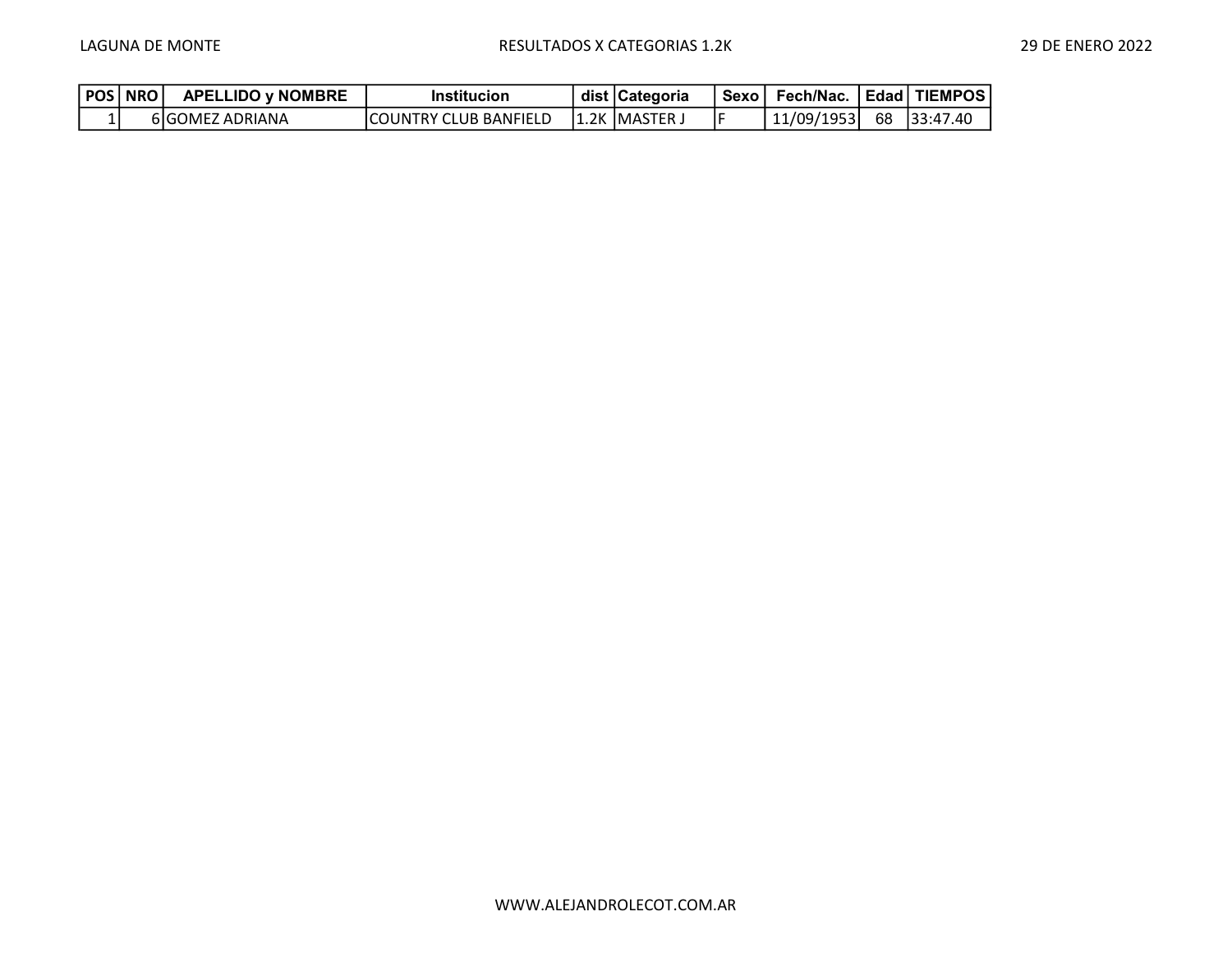| POS | NRO | APELLIDO y NOMBRE | Institucion | dist | Categoria | Sexo | Fech/Nac. | Edad | TIEMPOS |
|---|---|---|---|---|---|---|---|---|---|
| 1 | 6 | GOMEZ ADRIANA | COUNTRY CLUB BANFIELD | 1.2K | MASTER J | F | 11/09/1953 | 68 | 33:47.40 |